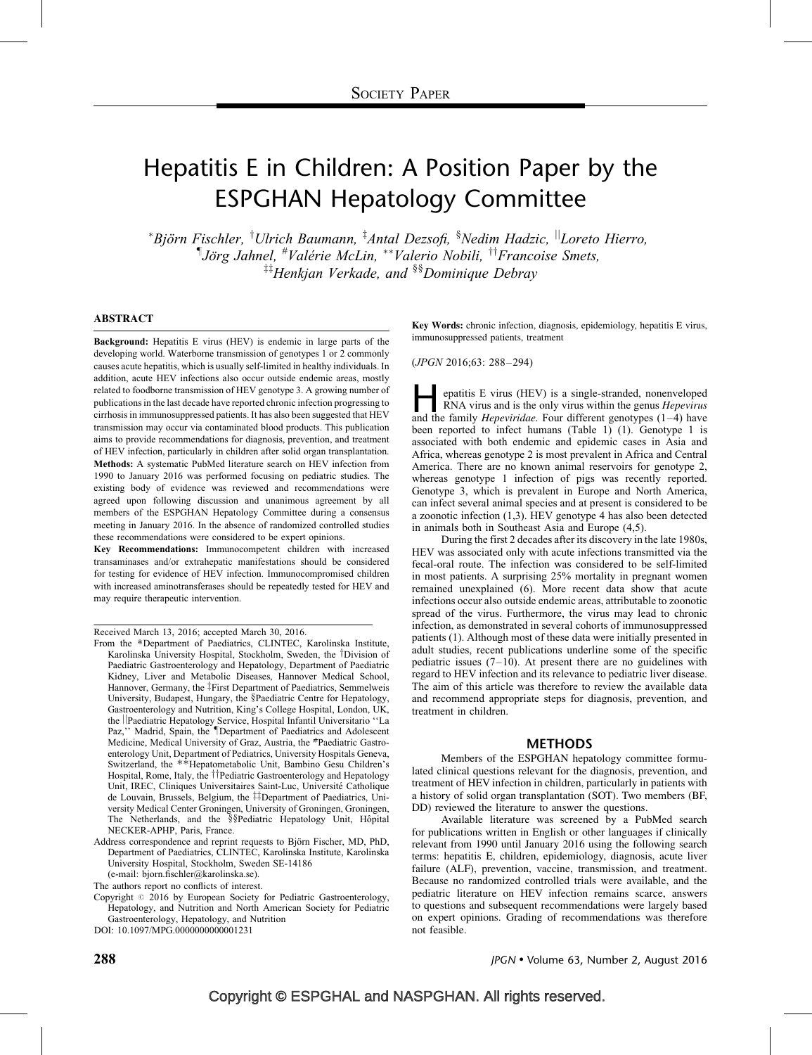Society Paper

# Hepatitis E in Children: A Position Paper by the ESPGHAN Hepatology Committee

[*]Björn Fischler, [†]Ulrich Baumann, [‡]Antal Dezsofi, [§]Nedim Hadzic, [||]Loreto Hierro, [¶]Jörg Jahnel, [#]Valérie McLin, [**]Valerio Nobili, [††]Francoise Smets, [‡‡]Henkjan Verkade, and [§§]Dominique Debray

## ABSTRACT

**Background:** Hepatitis E virus (HEV) is endemic in large parts of the developing world. Waterborne transmission of genotypes 1 or 2 commonly causes acute hepatitis, which is usually self-limited in healthy individuals. In addition, acute HEV infections also occur outside endemic areas, mostly related to foodborne transmission of HEV genotype 3. A growing number of publications in the last decade have reported chronic infection progressing to cirrhosis in immunosuppressed patients. It has also been suggested that HEV transmission may occur via contaminated blood products. This publication aims to provide recommendations for diagnosis, prevention, and treatment of HEV infection, particularly in children after solid organ transplantation.

**Methods:** A systematic PubMed literature search on HEV infection from 1990 to January 2016 was performed focusing on pediatric studies. The existing body of evidence was reviewed and recommendations were agreed upon following discussion and unanimous agreement by all members of the ESPGHAN Hepatology Committee during a consensus meeting in January 2016. In the absence of randomized controlled studies these recommendations were considered to be expert opinions.

**Key Recommendations:** Immunocompetent children with increased transaminases and/or extrahepatic manifestations should be considered for testing for evidence of HEV infection. Immunocompromised children with increased aminotransferases should be repeatedly tested for HEV and may require therapeutic intervention.

**Key Words:** chronic infection, diagnosis, epidemiology, hepatitis E virus, immunosuppressed patients, treatment

(*JPGN* 2016;63: 288–294)

Received March 13, 2016; accepted March 30, 2016.

From the *Department of Paediatrics, CLINTEC, Karolinska Institute, Karolinska University Hospital, Stockholm, Sweden, the †Division of Paediatric Gastroenterology and Hepatology, Department of Paediatric Kidney, Liver and Metabolic Diseases, Hannover Medical School, Hannover, Germany, the ‡First Department of Paediatrics, Semmelweis University, Budapest, Hungary, the §Paediatric Centre for Hepatology, Gastroenterology and Nutrition, King's College Hospital, London, UK, the ||Paediatric Hepatology Service, Hospital Infantil Universitario ''La Paz,'' Madrid, Spain, the ¶Department of Paediatrics and Adolescent Medicine, Medical University of Graz, Austria, the #Paediatric Gastroenterology Unit, Department of Pediatrics, University Hospitals Geneva, Switzerland, the **Hepatometabolic Unit, Bambino Gesu Children's Hospital, Rome, Italy, the ††Pediatric Gastroenterology and Hepatology Unit, IREC, Cliniques Universitaires Saint-Luc, Université Catholique de Louvain, Brussels, Belgium, the ‡‡Department of Paediatrics, University Medical Center Groningen, University of Groningen, Groningen, The Netherlands, and the §§Pediatric Hepatology Unit, Hôpital NECKER-APHP, Paris, France.

Address correspondence and reprint requests to Björn Fischer, MD, PhD, Department of Paediatrics, CLINTEC, Karolinska Institute, Karolinska University Hospital, Stockholm, Sweden SE-14186 (e-mail: bjorn.fischler@karolinska.se).

The authors report no conflicts of interest.

Copyright © 2016 by European Society for Pediatric Gastroenterology, Hepatology, and Nutrition and North American Society for Pediatric Gastroenterology, Hepatology, and Nutrition

DOI: 10.1097/MPG.0000000000001231

Hepatitis E virus (HEV) is a single-stranded, nonenveloped RNA virus and is the only virus within the genus *Hepevirus* and the family *Hepeviridae*. Four different genotypes (1–4) have been reported to infect humans (Table 1) (1). Genotype 1 is associated with both endemic and epidemic cases in Asia and Africa, whereas genotype 2 is most prevalent in Africa and Central America. There are no known animal reservoirs for genotype 2, whereas genotype 1 infection of pigs was recently reported. Genotype 3, which is prevalent in Europe and North America, can infect several animal species and at present is considered to be a zoonotic infection (1,3). HEV genotype 4 has also been detected in animals both in Southeast Asia and Europe (4,5).

During the first 2 decades after its discovery in the late 1980s, HEV was associated only with acute infections transmitted via the fecal-oral route. The infection was considered to be self-limited in most patients. A surprising 25% mortality in pregnant women remained unexplained (6). More recent data show that acute infections occur also outside endemic areas, attributable to zoonotic spread of the virus. Furthermore, the virus may lead to chronic infection, as demonstrated in several cohorts of immunosuppressed patients (1). Although most of these data were initially presented in adult studies, recent publications underline some of the specific pediatric issues (7–10). At present there are no guidelines with regard to HEV infection and its relevance to pediatric liver disease. The aim of this article was therefore to review the available data and recommend appropriate steps for diagnosis, prevention, and treatment in children.

## METHODS

Members of the ESPGHAN hepatology committee formulated clinical questions relevant for the diagnosis, prevention, and treatment of HEV infection in children, particularly in patients with a history of solid organ transplantation (SOT). Two members (BF, DD) reviewed the literature to answer the questions.

Available literature was screened by a PubMed search for publications written in English or other languages if clinically relevant from 1990 until January 2016 using the following search terms: hepatitis E, children, epidemiology, diagnosis, acute liver failure (ALF), prevention, vaccine, transmission, and treatment. Because no randomized controlled trials were available, and the pediatric literature on HEV infection remains scarce, answers to questions and subsequent recommendations were largely based on expert opinions. Grading of recommendations was therefore not feasible.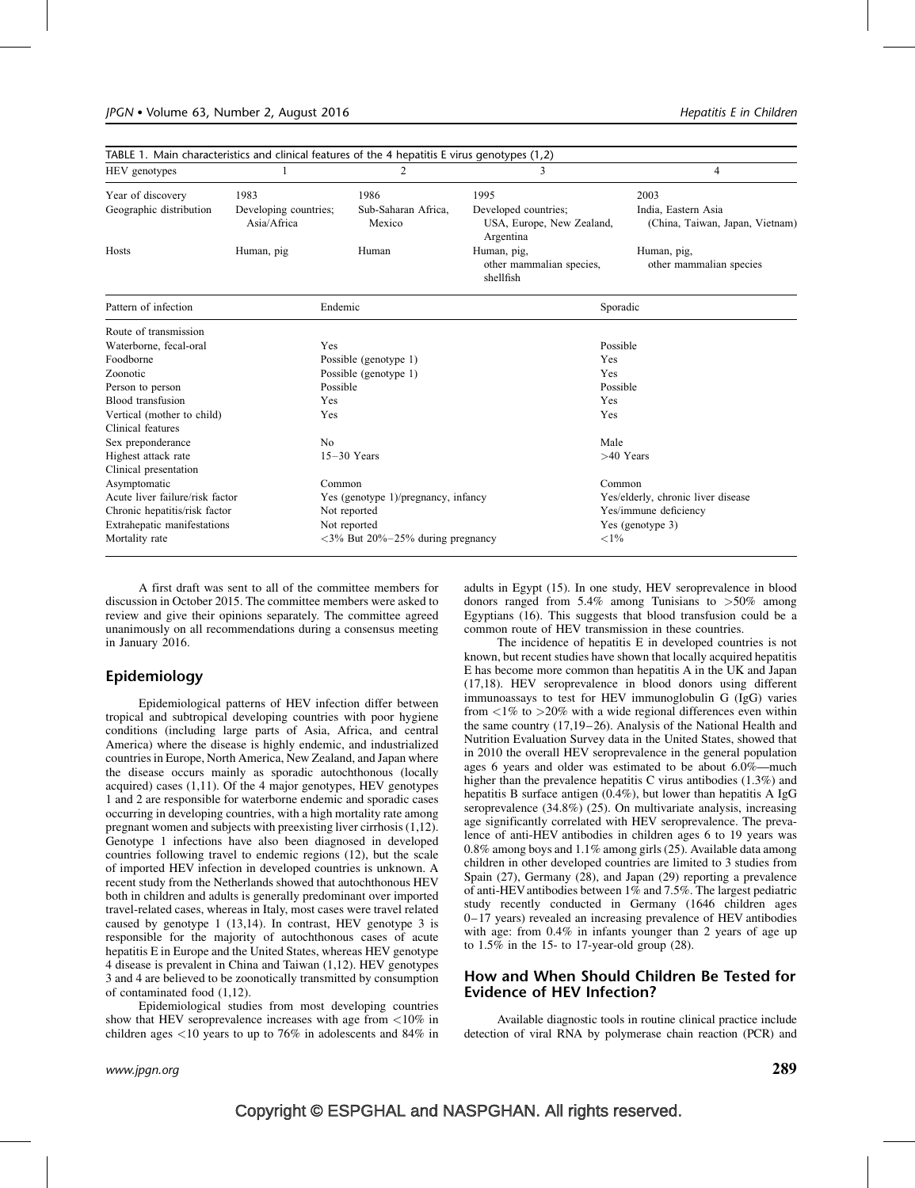TABLE 1. Main characteristics and clinical features of the 4 hepatitis E virus genotypes (1,2)

| HEV genotypes | 1 | 2 | 3 | 4 |
|---|---|---|---|---|
| Year of discovery | 1983 | 1986 | 1995 | 2003 |
| Geographic distribution | Developing countries; Asia/Africa | Sub-Saharan Africa, Mexico | Developed countries; USA, Europe, New Zealand, Argentina | India, Eastern Asia (China, Taiwan, Japan, Vietnam) |
| Hosts | Human, pig | Human | Human, pig, other mammalian species, shellfish | Human, pig, other mammalian species |

| Pattern of infection | Endemic | Sporadic |
|---|---|---|
| Route of transmission | | |
| Waterborne, fecal-oral | Yes | Possible |
| Foodborne | Possible (genotype 1) | Yes |
| Zoonotic | Possible (genotype 1) | Yes |
| Person to person | Possible | Possible |
| Blood transfusion | Yes | Yes |
| Vertical (mother to child) | Yes | Yes |
| Clinical features | | |
| Sex preponderance | No | Male |
| Highest attack rate | 15–30 Years | >40 Years |
| Clinical presentation | | |
| Asymptomatic | Common | Common |
| Acute liver failure/risk factor | Yes (genotype 1)/pregnancy, infancy | Yes/elderly, chronic liver disease |
| Chronic hepatitis/risk factor | Not reported | Yes/immune deficiency |
| Extrahepatic manifestations | Not reported | Yes (genotype 3) |
| Mortality rate | <3% But 20%–25% during pregnancy | <1% |

A first draft was sent to all of the committee members for discussion in October 2015. The committee members were asked to review and give their opinions separately. The committee agreed unanimously on all recommendations during a consensus meeting in January 2016.

## Epidemiology

Epidemiological patterns of HEV infection differ between tropical and subtropical developing countries with poor hygiene conditions (including large parts of Asia, Africa, and central America) where the disease is highly endemic, and industrialized countries in Europe, North America, New Zealand, and Japan where the disease occurs mainly as sporadic autochthonous (locally acquired) cases (1,11). Of the 4 major genotypes, HEV genotypes 1 and 2 are responsible for waterborne endemic and sporadic cases occurring in developing countries, with a high mortality rate among pregnant women and subjects with preexisting liver cirrhosis (1,12). Genotype 1 infections have also been diagnosed in developed countries following travel to endemic regions (12), but the scale of imported HEV infection in developed countries is unknown. A recent study from the Netherlands showed that autochthonous HEV both in children and adults is generally predominant over imported travel-related cases, whereas in Italy, most cases were travel related caused by genotype 1 (13,14). In contrast, HEV genotype 3 is responsible for the majority of autochthonous cases of acute hepatitis E in Europe and the United States, whereas HEV genotype 4 disease is prevalent in China and Taiwan (1,12). HEV genotypes 3 and 4 are believed to be zoonotically transmitted by consumption of contaminated food (1,12).

Epidemiological studies from most developing countries show that HEV seroprevalence increases with age from <10% in children ages <10 years to up to 76% in adolescents and 84% in adults in Egypt (15). In one study, HEV seroprevalence in blood donors ranged from 5.4% among Tunisians to >50% among Egyptians (16). This suggests that blood transfusion could be a common route of HEV transmission in these countries.

The incidence of hepatitis E in developed countries is not known, but recent studies have shown that locally acquired hepatitis E has become more common than hepatitis A in the UK and Japan (17,18). HEV seroprevalence in blood donors using different immunoassays to test for HEV immunoglobulin G (IgG) varies from <1% to >20% with a wide regional differences even within the same country (17,19–26). Analysis of the National Health and Nutrition Evaluation Survey data in the United States, showed that in 2010 the overall HEV seroprevalence in the general population ages 6 years and older was estimated to be about 6.0%—much higher than the prevalence hepatitis C virus antibodies (1.3%) and hepatitis B surface antigen (0.4%), but lower than hepatitis A IgG seroprevalence (34.8%) (25). On multivariate analysis, increasing age significantly correlated with HEV seroprevalence. The prevalence of anti-HEV antibodies in children ages 6 to 19 years was 0.8% among boys and 1.1% among girls (25). Available data among children in other developed countries are limited to 3 studies from Spain (27), Germany (28), and Japan (29) reporting a prevalence of anti-HEV antibodies between 1% and 7.5%. The largest pediatric study recently conducted in Germany (1646 children ages 0–17 years) revealed an increasing prevalence of HEV antibodies with age: from 0.4% in infants younger than 2 years of age up to 1.5% in the 15- to 17-year-old group (28).

## How and When Should Children Be Tested for Evidence of HEV Infection?

Available diagnostic tools in routine clinical practice include detection of viral RNA by polymerase chain reaction (PCR) and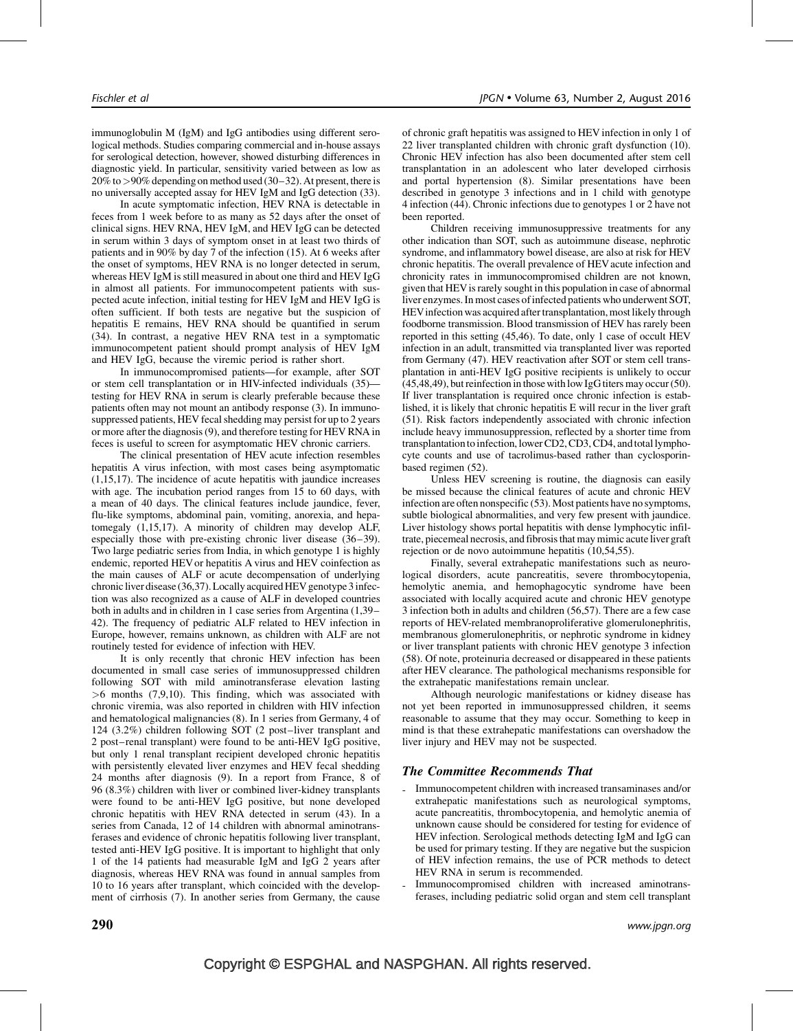immunoglobulin M (IgM) and IgG antibodies using different serological methods. Studies comparing commercial and in-house assays for serological detection, however, showed disturbing differences in diagnostic yield. In particular, sensitivity varied between as low as 20% to >90% depending on method used (30–32). At present, there is no universally accepted assay for HEV IgM and IgG detection (33).

In acute symptomatic infection, HEV RNA is detectable in feces from 1 week before to as many as 52 days after the onset of clinical signs. HEV RNA, HEV IgM, and HEV IgG can be detected in serum within 3 days of symptom onset in at least two thirds of patients and in 90% by day 7 of the infection (15). At 6 weeks after the onset of symptoms, HEV RNA is no longer detected in serum, whereas HEV IgM is still measured in about one third and HEV IgG in almost all patients. For immunocompetent patients with suspected acute infection, initial testing for HEV IgM and HEV IgG is often sufficient. If both tests are negative but the suspicion of hepatitis E remains, HEV RNA should be quantified in serum (34). In contrast, a negative HEV RNA test in a symptomatic immunocompetent patient should prompt analysis of HEV IgM and HEV IgG, because the viremic period is rather short.

In immunocompromised patients—for example, after SOT or stem cell transplantation or in HIV-infected individuals (35)—testing for HEV RNA in serum is clearly preferable because these patients often may not mount an antibody response (3). In immunosuppressed patients, HEV fecal shedding may persist for up to 2 years or more after the diagnosis (9), and therefore testing for HEV RNA in feces is useful to screen for asymptomatic HEV chronic carriers.

The clinical presentation of HEV acute infection resembles hepatitis A virus infection, with most cases being asymptomatic (1,15,17). The incidence of acute hepatitis with jaundice increases with age. The incubation period ranges from 15 to 60 days, with a mean of 40 days. The clinical features include jaundice, fever, flu-like symptoms, abdominal pain, vomiting, anorexia, and hepatomegaly (1,15,17). A minority of children may develop ALF, especially those with pre-existing chronic liver disease (36–39). Two large pediatric series from India, in which genotype 1 is highly endemic, reported HEV or hepatitis A virus and HEV coinfection as the main causes of ALF or acute decompensation of underlying chronic liver disease (36,37). Locally acquired HEV genotype 3 infection was also recognized as a cause of ALF in developed countries both in adults and in children in 1 case series from Argentina (1,39–42). The frequency of pediatric ALF related to HEV infection in Europe, however, remains unknown, as children with ALF are not routinely tested for evidence of infection with HEV.

It is only recently that chronic HEV infection has been documented in small case series of immunosuppressed children following SOT with mild aminotransferase elevation lasting >6 months (7,9,10). This finding, which was associated with chronic viremia, was also reported in children with HIV infection and hematological malignancies (8). In 1 series from Germany, 4 of 124 (3.2%) children following SOT (2 post–liver transplant and 2 post–renal transplant) were found to be anti-HEV IgG positive, but only 1 renal transplant recipient developed chronic hepatitis with persistently elevated liver enzymes and HEV fecal shedding 24 months after diagnosis (9). In a report from France, 8 of 96 (8.3%) children with liver or combined liver-kidney transplants were found to be anti-HEV IgG positive, but none developed chronic hepatitis with HEV RNA detected in serum (43). In a series from Canada, 12 of 14 children with abnormal aminotransferases and evidence of chronic hepatitis following liver transplant, tested anti-HEV IgG positive. It is important to highlight that only 1 of the 14 patients had measurable IgM and IgG 2 years after diagnosis, whereas HEV RNA was found in annual samples from 10 to 16 years after transplant, which coincided with the development of cirrhosis (7). In another series from Germany, the cause of chronic graft hepatitis was assigned to HEV infection in only 1 of 22 liver transplanted children with chronic graft dysfunction (10). Chronic HEV infection has also been documented after stem cell transplantation in an adolescent who later developed cirrhosis and portal hypertension (8). Similar presentations have been described in genotype 3 infections and in 1 child with genotype 4 infection (44). Chronic infections due to genotypes 1 or 2 have not been reported.

Children receiving immunosuppressive treatments for any other indication than SOT, such as autoimmune disease, nephrotic syndrome, and inflammatory bowel disease, are also at risk for HEV chronic hepatitis. The overall prevalence of HEV acute infection and chronicity rates in immunocompromised children are not known, given that HEV is rarely sought in this population in case of abnormal liver enzymes. In most cases of infected patients who underwent SOT, HEV infection was acquired after transplantation, most likely through foodborne transmission. Blood transmission of HEV has rarely been reported in this setting (45,46). To date, only 1 case of occult HEV infection in an adult, transmitted via transplanted liver was reported from Germany (47). HEV reactivation after SOT or stem cell transplantation in anti-HEV IgG positive recipients is unlikely to occur (45,48,49), but reinfection in those with low IgG titers may occur (50). If liver transplantation is required once chronic infection is established, it is likely that chronic hepatitis E will recur in the liver graft (51). Risk factors independently associated with chronic infection include heavy immunosuppression, reflected by a shorter time from transplantation to infection, lower CD2, CD3, CD4, and total lymphocyte counts and use of tacrolimus-based rather than cyclosporin-based regimen (52).

Unless HEV screening is routine, the diagnosis can easily be missed because the clinical features of acute and chronic HEV infection are often nonspecific (53). Most patients have no symptoms, subtle biological abnormalities, and very few present with jaundice. Liver histology shows portal hepatitis with dense lymphocytic infiltrate, piecemeal necrosis, and fibrosis that may mimic acute liver graft rejection or de novo autoimmune hepatitis (10,54,55).

Finally, several extrahepatic manifestations such as neurological disorders, acute pancreatitis, severe thrombocytopenia, hemolytic anemia, and hemophagocytic syndrome have been associated with locally acquired acute and chronic HEV genotype 3 infection both in adults and children (56,57). There are a few case reports of HEV-related membranoproliferative glomerulonephritis, membranous glomerulonephritis, or nephrotic syndrome in kidney or liver transplant patients with chronic HEV genotype 3 infection (58). Of note, proteinuria decreased or disappeared in these patients after HEV clearance. The pathological mechanisms responsible for the extrahepatic manifestations remain unclear.

Although neurologic manifestations or kidney disease has not yet been reported in immunosuppressed children, it seems reasonable to assume that they may occur. Something to keep in mind is that these extrahepatic manifestations can overshadow the liver injury and HEV may not be suspected.

### *The Committee Recommends That*

- Immunocompetent children with increased transaminases and/or extrahepatic manifestations such as neurological symptoms, acute pancreatitis, thrombocytopenia, and hemolytic anemia of unknown cause should be considered for testing for evidence of HEV infection. Serological methods detecting IgM and IgG can be used for primary testing. If they are negative but the suspicion of HEV infection remains, the use of PCR methods to detect HEV RNA in serum is recommended.
- Immunocompromised children with increased aminotransferases, including pediatric solid organ and stem cell transplant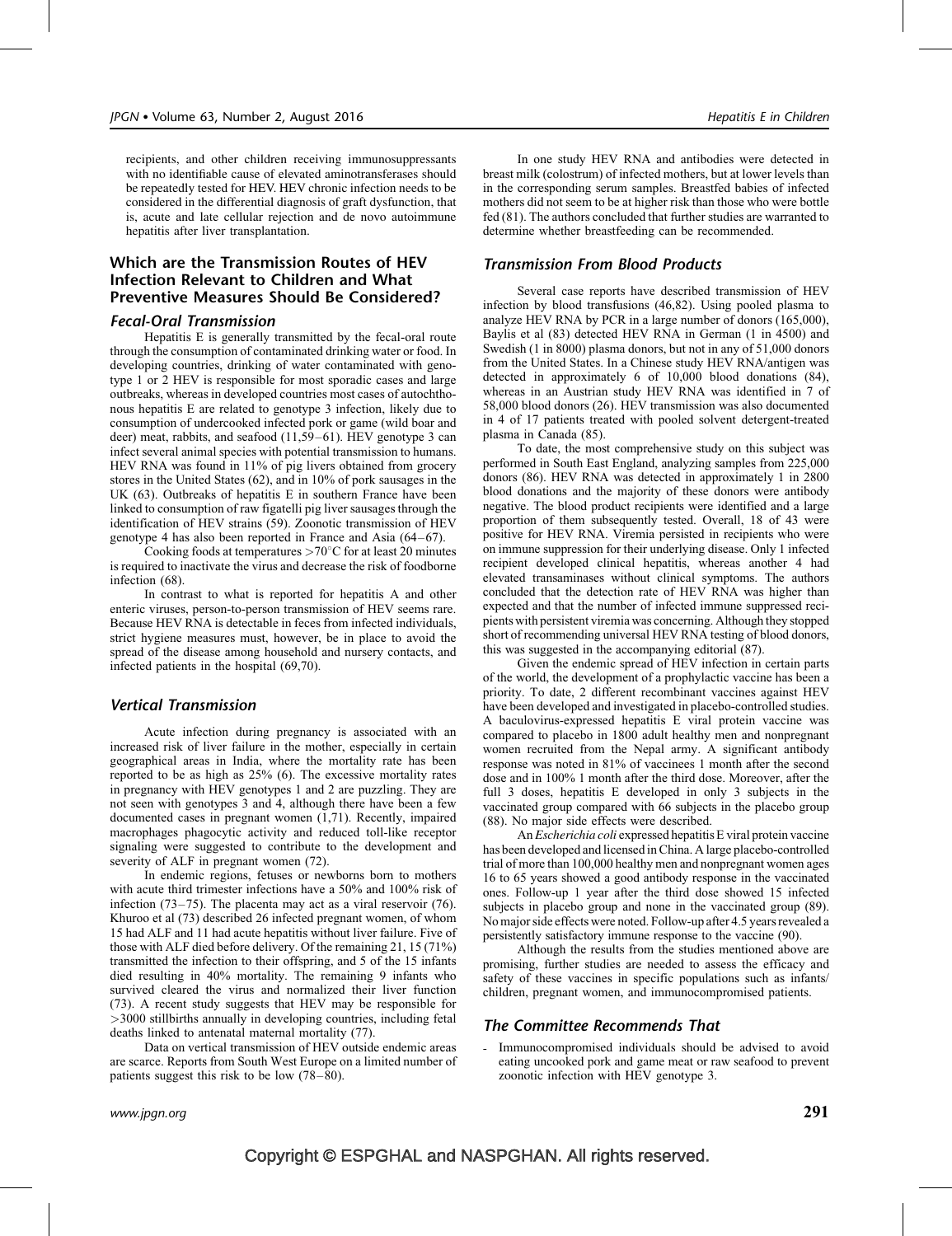recipients, and other children receiving immunosuppressants with no identifiable cause of elevated aminotransferases should be repeatedly tested for HEV. HEV chronic infection needs to be considered in the differential diagnosis of graft dysfunction, that is, acute and late cellular rejection and de novo autoimmune hepatitis after liver transplantation.

## Which are the Transmission Routes of HEV Infection Relevant to Children and What Preventive Measures Should Be Considered?

### *Fecal-Oral Transmission*

Hepatitis E is generally transmitted by the fecal-oral route through the consumption of contaminated drinking water or food. In developing countries, drinking of water contaminated with genotype 1 or 2 HEV is responsible for most sporadic cases and large outbreaks, whereas in developed countries most cases of autochthonous hepatitis E are related to genotype 3 infection, likely due to consumption of undercooked infected pork or game (wild boar and deer) meat, rabbits, and seafood (11,59–61). HEV genotype 3 can infect several animal species with potential transmission to humans. HEV RNA was found in 11% of pig livers obtained from grocery stores in the United States (62), and in 10% of pork sausages in the UK (63). Outbreaks of hepatitis E in southern France have been linked to consumption of raw figatelli pig liver sausages through the identification of HEV strains (59). Zoonotic transmission of HEV genotype 4 has also been reported in France and Asia (64–67).

Cooking foods at temperatures >70°C for at least 20 minutes is required to inactivate the virus and decrease the risk of foodborne infection (68).

In contrast to what is reported for hepatitis A and other enteric viruses, person-to-person transmission of HEV seems rare. Because HEV RNA is detectable in feces from infected individuals, strict hygiene measures must, however, be in place to avoid the spread of the disease among household and nursery contacts, and infected patients in the hospital (69,70).

### *Vertical Transmission*

Acute infection during pregnancy is associated with an increased risk of liver failure in the mother, especially in certain geographical areas in India, where the mortality rate has been reported to be as high as 25% (6). The excessive mortality rates in pregnancy with HEV genotypes 1 and 2 are puzzling. They are not seen with genotypes 3 and 4, although there have been a few documented cases in pregnant women (1,71). Recently, impaired macrophages phagocytic activity and reduced toll-like receptor signaling were suggested to contribute to the development and severity of ALF in pregnant women (72).

In endemic regions, fetuses or newborns born to mothers with acute third trimester infections have a 50% and 100% risk of infection (73–75). The placenta may act as a viral reservoir (76). Khuroo et al (73) described 26 infected pregnant women, of whom 15 had ALF and 11 had acute hepatitis without liver failure. Five of those with ALF died before delivery. Of the remaining 21, 15 (71%) transmitted the infection to their offspring, and 5 of the 15 infants died resulting in 40% mortality. The remaining 9 infants who survived cleared the virus and normalized their liver function (73). A recent study suggests that HEV may be responsible for >3000 stillbirths annually in developing countries, including fetal deaths linked to antenatal maternal mortality (77).

Data on vertical transmission of HEV outside endemic areas are scarce. Reports from South West Europe on a limited number of patients suggest this risk to be low (78–80).

In one study HEV RNA and antibodies were detected in breast milk (colostrum) of infected mothers, but at lower levels than in the corresponding serum samples. Breastfed babies of infected mothers did not seem to be at higher risk than those who were bottle fed (81). The authors concluded that further studies are warranted to determine whether breastfeeding can be recommended.

### *Transmission From Blood Products*

Several case reports have described transmission of HEV infection by blood transfusions (46,82). Using pooled plasma to analyze HEV RNA by PCR in a large number of donors (165,000), Baylis et al (83) detected HEV RNA in German (1 in 4500) and Swedish (1 in 8000) plasma donors, but not in any of 51,000 donors from the United States. In a Chinese study HEV RNA/antigen was detected in approximately 6 of 10,000 blood donations (84), whereas in an Austrian study HEV RNA was identified in 7 of 58,000 blood donors (26). HEV transmission was also documented in 4 of 17 patients treated with pooled solvent detergent-treated plasma in Canada (85).

To date, the most comprehensive study on this subject was performed in South East England, analyzing samples from 225,000 donors (86). HEV RNA was detected in approximately 1 in 2800 blood donations and the majority of these donors were antibody negative. The blood product recipients were identified and a large proportion of them subsequently tested. Overall, 18 of 43 were positive for HEV RNA. Viremia persisted in recipients who were on immune suppression for their underlying disease. Only 1 infected recipient developed clinical hepatitis, whereas another 4 had elevated transaminases without clinical symptoms. The authors concluded that the detection rate of HEV RNA was higher than expected and that the number of infected immune suppressed recipients with persistent viremia was concerning. Although they stopped short of recommending universal HEV RNA testing of blood donors, this was suggested in the accompanying editorial (87).

Given the endemic spread of HEV infection in certain parts of the world, the development of a prophylactic vaccine has been a priority. To date, 2 different recombinant vaccines against HEV have been developed and investigated in placebo-controlled studies. A baculovirus-expressed hepatitis E viral protein vaccine was compared to placebo in 1800 adult healthy men and nonpregnant women recruited from the Nepal army. A significant antibody response was noted in 81% of vaccinees 1 month after the second dose and in 100% 1 month after the third dose. Moreover, after the full 3 doses, hepatitis E developed in only 3 subjects in the vaccinated group compared with 66 subjects in the placebo group (88). No major side effects were described.

An *Escherichia coli* expressed hepatitis E viral protein vaccine has been developed and licensed in China. A large placebo-controlled trial of more than 100,000 healthy men and nonpregnant women ages 16 to 65 years showed a good antibody response in the vaccinated ones. Follow-up 1 year after the third dose showed 15 infected subjects in placebo group and none in the vaccinated group (89). No major side effects were noted. Follow-up after 4.5 years revealed a persistently satisfactory immune response to the vaccine (90).

Although the results from the studies mentioned above are promising, further studies are needed to assess the efficacy and safety of these vaccines in specific populations such as infants/children, pregnant women, and immunocompromised patients.

### *The Committee Recommends That*

- Immunocompromised individuals should be advised to avoid eating uncooked pork and game meat or raw seafood to prevent zoonotic infection with HEV genotype 3.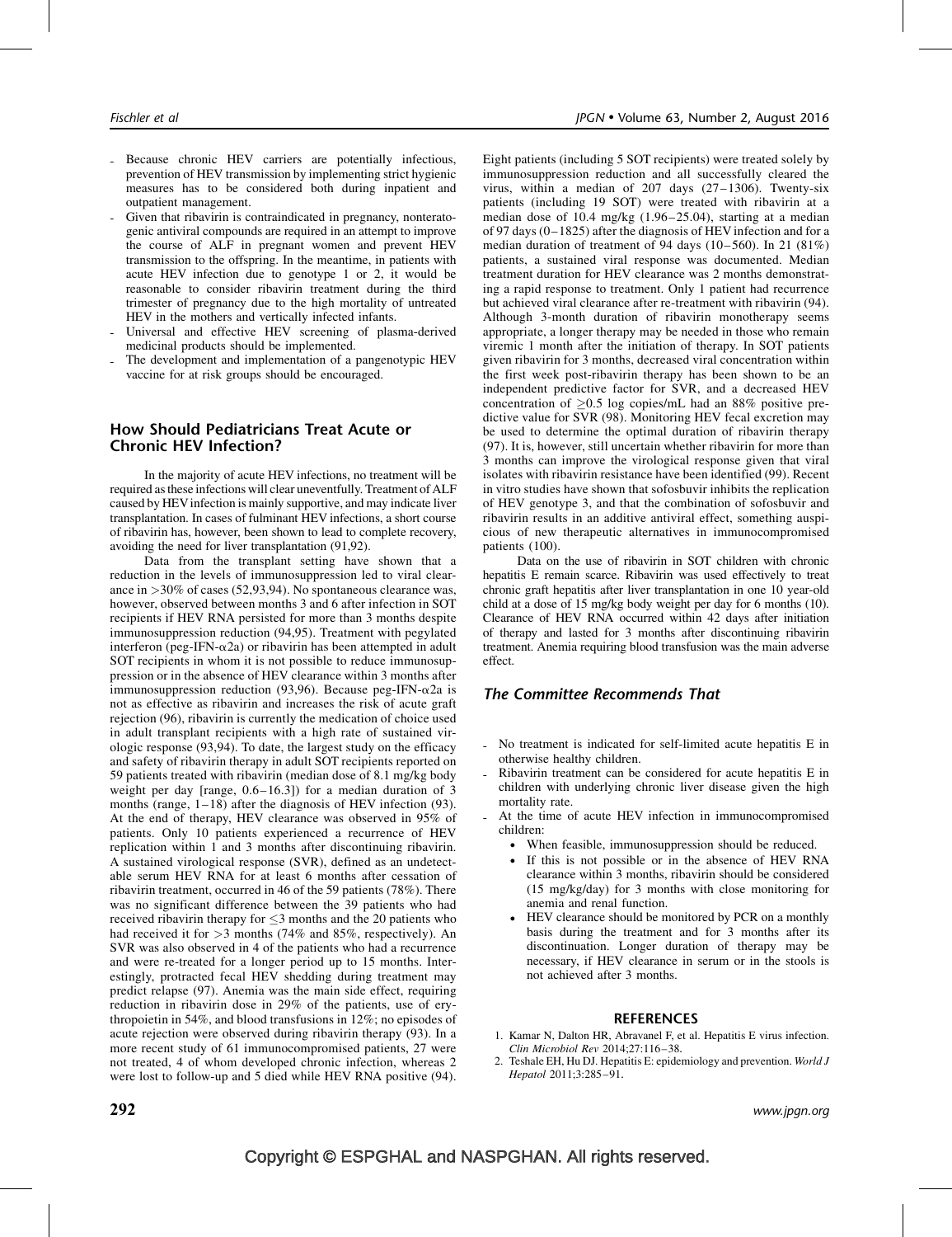- Because chronic HEV carriers are potentially infectious, prevention of HEV transmission by implementing strict hygienic measures has to be considered both during inpatient and outpatient management.
- Given that ribavirin is contraindicated in pregnancy, nonteratogenic antiviral compounds are required in an attempt to improve the course of ALF in pregnant women and prevent HEV transmission to the offspring. In the meantime, in patients with acute HEV infection due to genotype 1 or 2, it would be reasonable to consider ribavirin treatment during the third trimester of pregnancy due to the high mortality of untreated HEV in the mothers and vertically infected infants.
- Universal and effective HEV screening of plasma-derived medicinal products should be implemented.
- The development and implementation of a pangenotypic HEV vaccine for at risk groups should be encouraged.

## How Should Pediatricians Treat Acute or Chronic HEV Infection?

In the majority of acute HEV infections, no treatment will be required as these infections will clear uneventfully. Treatment of ALF caused by HEV infection is mainly supportive, and may indicate liver transplantation. In cases of fulminant HEV infections, a short course of ribavirin has, however, been shown to lead to complete recovery, avoiding the need for liver transplantation (91,92).

Data from the transplant setting have shown that a reduction in the levels of immunosuppression led to viral clearance in >30% of cases (52,93,94). No spontaneous clearance was, however, observed between months 3 and 6 after infection in SOT recipients if HEV RNA persisted for more than 3 months despite immunosuppression reduction (94,95). Treatment with pegylated interferon (peg-IFN-$\alpha$2a) or ribavirin has been attempted in adult SOT recipients in whom it is not possible to reduce immunosuppression or in the absence of HEV clearance within 3 months after immunosuppression reduction (93,96). Because peg-IFN-$\alpha$2a is not as effective as ribavirin and increases the risk of acute graft rejection (96), ribavirin is currently the medication of choice used in adult transplant recipients with a high rate of sustained virologic response (93,94). To date, the largest study on the efficacy and safety of ribavirin therapy in adult SOT recipients reported on 59 patients treated with ribavirin (median dose of 8.1 mg/kg body weight per day [range, 0.6–16.3]) for a median duration of 3 months (range, 1–18) after the diagnosis of HEV infection (93). At the end of therapy, HEV clearance was observed in 95% of patients. Only 10 patients experienced a recurrence of HEV replication within 1 and 3 months after discontinuing ribavirin. A sustained virological response (SVR), defined as an undetectable serum HEV RNA for at least 6 months after cessation of ribavirin treatment, occurred in 46 of the 59 patients (78%). There was no significant difference between the 39 patients who had received ribavirin therapy for $\leq$3 months and the 20 patients who had received it for >3 months (74% and 85%, respectively). An SVR was also observed in 4 of the patients who had a recurrence and were re-treated for a longer period up to 15 months. Interestingly, protracted fecal HEV shedding during treatment may predict relapse (97). Anemia was the main side effect, requiring reduction in ribavirin dose in 29% of the patients, use of erythropoietin in 54%, and blood transfusions in 12%; no episodes of acute rejection were observed during ribavirin therapy (93). In a more recent study of 61 immunocompromised patients, 27 were not treated, 4 of whom developed chronic infection, whereas 2 were lost to follow-up and 5 died while HEV RNA positive (94). Eight patients (including 5 SOT recipients) were treated solely by immunosuppression reduction and all successfully cleared the virus, within a median of 207 days (27–1306). Twenty-six patients (including 19 SOT) were treated with ribavirin at a median dose of 10.4 mg/kg (1.96–25.04), starting at a median of 97 days (0–1825) after the diagnosis of HEV infection and for a median duration of treatment of 94 days (10–560). In 21 (81%) patients, a sustained viral response was documented. Median treatment duration for HEV clearance was 2 months demonstrating a rapid response to treatment. Only 1 patient had recurrence but achieved viral clearance after re-treatment with ribavirin (94). Although 3-month duration of ribavirin monotherapy seems appropriate, a longer therapy may be needed in those who remain viremic 1 month after the initiation of therapy. In SOT patients given ribavirin for 3 months, decreased viral concentration within the first week post-ribavirin therapy has been shown to be an independent predictive factor for SVR, and a decreased HEV concentration of $\geq$0.5 log copies/mL had an 88% positive predictive value for SVR (98). Monitoring HEV fecal excretion may be used to determine the optimal duration of ribavirin therapy (97). It is, however, still uncertain whether ribavirin for more than 3 months can improve the virological response given that viral isolates with ribavirin resistance have been identified (99). Recent in vitro studies have shown that sofosbuvir inhibits the replication of HEV genotype 3, and that the combination of sofosbuvir and ribavirin results in an additive antiviral effect, something auspicious of new therapeutic alternatives in immunocompromised patients (100).

Data on the use of ribavirin in SOT children with chronic hepatitis E remain scarce. Ribavirin was used effectively to treat chronic graft hepatitis after liver transplantation in one 10 year-old child at a dose of 15 mg/kg body weight per day for 6 months (10). Clearance of HEV RNA occurred within 42 days after initiation of therapy and lasted for 3 months after discontinuing ribavirin treatment. Anemia requiring blood transfusion was the main adverse effect.

### *The Committee Recommends That*

- No treatment is indicated for self-limited acute hepatitis E in otherwise healthy children.
- Ribavirin treatment can be considered for acute hepatitis E in children with underlying chronic liver disease given the high mortality rate.
- At the time of acute HEV infection in immunocompromised children:
  - When feasible, immunosuppression should be reduced.
  - If this is not possible or in the absence of HEV RNA clearance within 3 months, ribavirin should be considered (15 mg/kg/day) for 3 months with close monitoring for anemia and renal function.
  - HEV clearance should be monitored by PCR on a monthly basis during the treatment and for 3 months after its discontinuation. Longer duration of therapy may be necessary, if HEV clearance in serum or in the stools is not achieved after 3 months.

## REFERENCES

1. Kamar N, Dalton HR, Abravanel F, et al. Hepatitis E virus infection. *Clin Microbiol Rev* 2014;27:116–38.
2. Teshale EH, Hu DJ. Hepatitis E: epidemiology and prevention. *World J Hepatol* 2011;3:285–91.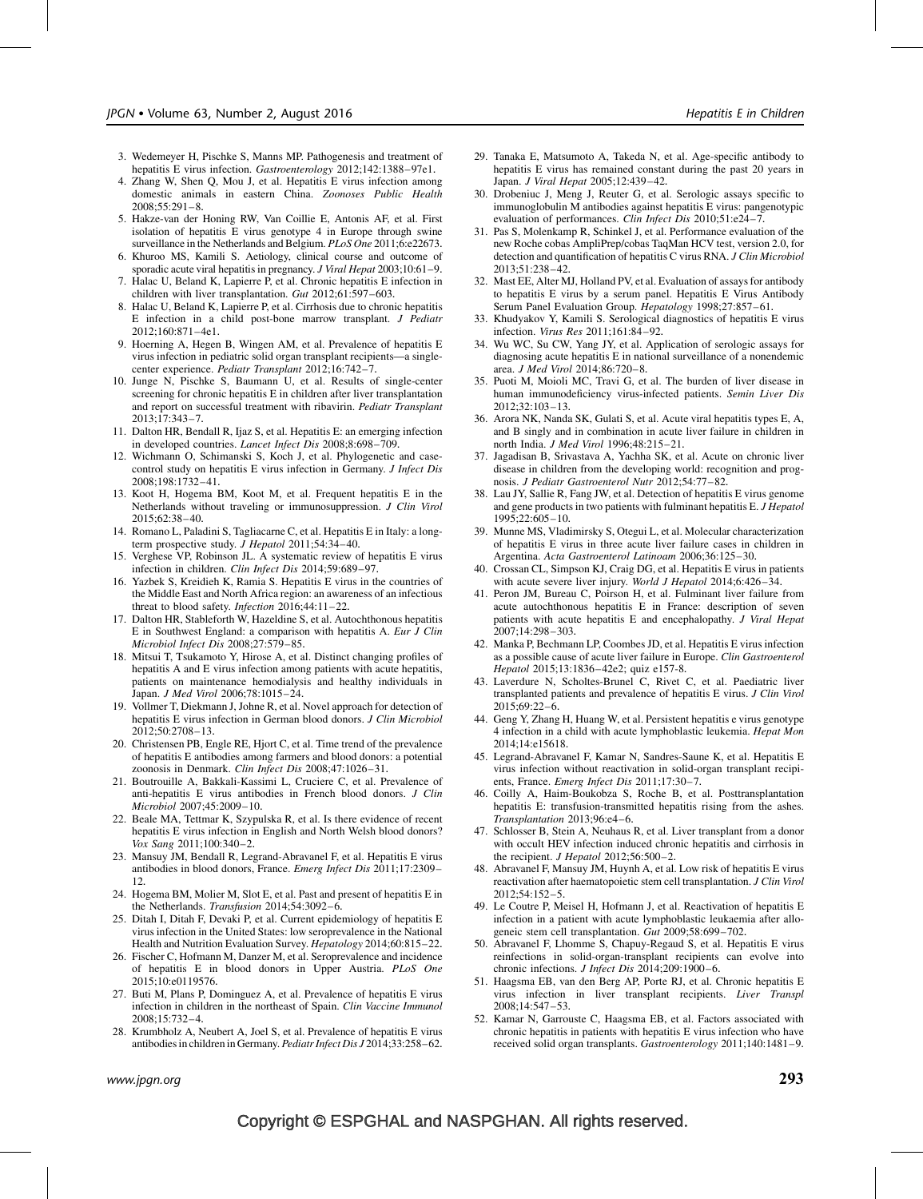3. Wedemeyer H, Pischke S, Manns MP. Pathogenesis and treatment of hepatitis E virus infection. *Gastroenterology* 2012;142:1388–97e1.
4. Zhang W, Shen Q, Mou J, et al. Hepatitis E virus infection among domestic animals in eastern China. *Zoonoses Public Health* 2008;55:291–8.
5. Hakze-van der Honing RW, Van Coillie E, Antonis AF, et al. First isolation of hepatitis E virus genotype 4 in Europe through swine surveillance in the Netherlands and Belgium. *PLoS One* 2011;6:e22673.
6. Khuroo MS, Kamili S. Aetiology, clinical course and outcome of sporadic acute viral hepatitis in pregnancy. *J Viral Hepat* 2003;10:61–9.
7. Halac U, Beland K, Lapierre P, et al. Chronic hepatitis E infection in children with liver transplantation. *Gut* 2012;61:597–603.
8. Halac U, Beland K, Lapierre P, et al. Cirrhosis due to chronic hepatitis E infection in a child post-bone marrow transplant. *J Pediatr* 2012;160:871–4e1.
9. Hoerning A, Hegen B, Wingen AM, et al. Prevalence of hepatitis E virus infection in pediatric solid organ transplant recipients—a single-center experience. *Pediatr Transplant* 2012;16:742–7.
10. Junge N, Pischke S, Baumann U, et al. Results of single-center screening for chronic hepatitis E in children after liver transplantation and report on successful treatment with ribavirin. *Pediatr Transplant* 2013;17:343–7.
11. Dalton HR, Bendall R, Ijaz S, et al. Hepatitis E: an emerging infection in developed countries. *Lancet Infect Dis* 2008;8:698–709.
12. Wichmann O, Schimanski S, Koch J, et al. Phylogenetic and case-control study on hepatitis E virus infection in Germany. *J Infect Dis* 2008;198:1732–41.
13. Koot H, Hogema BM, Koot M, et al. Frequent hepatitis E in the Netherlands without traveling or immunosuppression. *J Clin Virol* 2015;62:38–40.
14. Romano L, Paladini S, Tagliacarne C, et al. Hepatitis E in Italy: a long-term prospective study. *J Hepatol* 2011;54:34–40.
15. Verghese VP, Robinson JL. A systematic review of hepatitis E virus infection in children. *Clin Infect Dis* 2014;59:689–97.
16. Yazbek S, Kreidieh K, Ramia S. Hepatitis E virus in the countries of the Middle East and North Africa region: an awareness of an infectious threat to blood safety. *Infection* 2016;44:11–22.
17. Dalton HR, Stableforth W, Hazeldine S, et al. Autochthonous hepatitis E in Southwest England: a comparison with hepatitis A. *Eur J Clin Microbiol Infect Dis* 2008;27:579–85.
18. Mitsui T, Tsukamoto Y, Hirose A, et al. Distinct changing profiles of hepatitis A and E virus infection among patients with acute hepatitis, patients on maintenance hemodialysis and healthy individuals in Japan. *J Med Virol* 2006;78:1015–24.
19. Vollmer T, Diekmann J, Johne R, et al. Novel approach for detection of hepatitis E virus infection in German blood donors. *J Clin Microbiol* 2012;50:2708–13.
20. Christensen PB, Engle RE, Hjort C, et al. Time trend of the prevalence of hepatitis E antibodies among farmers and blood donors: a potential zoonosis in Denmark. *Clin Infect Dis* 2008;47:1026–31.
21. Boutrouille A, Bakkali-Kassimi L, Cruciere C, et al. Prevalence of anti-hepatitis E virus antibodies in French blood donors. *J Clin Microbiol* 2007;45:2009–10.
22. Beale MA, Tettmar K, Szypulska R, et al. Is there evidence of recent hepatitis E virus infection in English and North Welsh blood donors? *Vox Sang* 2011;100:340–2.
23. Mansuy JM, Bendall R, Legrand-Abravanel F, et al. Hepatitis E virus antibodies in blood donors, France. *Emerg Infect Dis* 2011;17:2309–12.
24. Hogema BM, Molier M, Slot E, et al. Past and present of hepatitis E in the Netherlands. *Transfusion* 2014;54:3092–6.
25. Ditah I, Ditah F, Devaki P, et al. Current epidemiology of hepatitis E virus infection in the United States: low seroprevalence in the National Health and Nutrition Evaluation Survey. *Hepatology* 2014;60:815–22.
26. Fischer C, Hofmann M, Danzer M, et al. Seroprevalence and incidence of hepatitis E in blood donors in Upper Austria. *PLoS One* 2015;10:e0119576.
27. Buti M, Plans P, Dominguez A, et al. Prevalence of hepatitis E virus infection in children in the northeast of Spain. *Clin Vaccine Immunol* 2008;15:732–4.
28. Krumbholz A, Neubert A, Joel S, et al. Prevalence of hepatitis E virus antibodies in children in Germany. *Pediatr Infect Dis J* 2014;33:258–62.
29. Tanaka E, Matsumoto A, Takeda N, et al. Age-specific antibody to hepatitis E virus has remained constant during the past 20 years in Japan. *J Viral Hepat* 2005;12:439–42.
30. Drobeniuc J, Meng J, Reuter G, et al. Serologic assays specific to immunoglobulin M antibodies against hepatitis E virus: pangenotypic evaluation of performances. *Clin Infect Dis* 2010;51:e24–7.
31. Pas S, Molenkamp R, Schinkel J, et al. Performance evaluation of the new Roche cobas AmpliPrep/cobas TaqMan HCV test, version 2.0, for detection and quantification of hepatitis C virus RNA. *J Clin Microbiol* 2013;51:238–42.
32. Mast EE, Alter MJ, Holland PV, et al. Evaluation of assays for antibody to hepatitis E virus by a serum panel. Hepatitis E Virus Antibody Serum Panel Evaluation Group. *Hepatology* 1998;27:857–61.
33. Khudyakov Y, Kamili S. Serological diagnostics of hepatitis E virus infection. *Virus Res* 2011;161:84–92.
34. Wu WC, Su CW, Yang JY, et al. Application of serologic assays for diagnosing acute hepatitis E in national surveillance of a nonendemic area. *J Med Virol* 2014;86:720–8.
35. Puoti M, Moioli MC, Travi G, et al. The burden of liver disease in human immunodeficiency virus-infected patients. *Semin Liver Dis* 2012;32:103–13.
36. Arora NK, Nanda SK, Gulati S, et al. Acute viral hepatitis types E, A, and B singly and in combination in acute liver failure in children in north India. *J Med Virol* 1996;48:215–21.
37. Jagadisan B, Srivastava A, Yachha SK, et al. Acute on chronic liver disease in children from the developing world: recognition and prognosis. *J Pediatr Gastroenterol Nutr* 2012;54:77–82.
38. Lau JY, Sallie R, Fang JW, et al. Detection of hepatitis E virus genome and gene products in two patients with fulminant hepatitis E. *J Hepatol* 1995;22:605–10.
39. Munne MS, Vladimirsky S, Otegui L, et al. Molecular characterization of hepatitis E virus in three acute liver failure cases in children in Argentina. *Acta Gastroenterol Latinoam* 2006;36:125–30.
40. Crossan CL, Simpson KJ, Craig DG, et al. Hepatitis E virus in patients with acute severe liver injury. *World J Hepatol* 2014;6:426–34.
41. Peron JM, Bureau C, Poirson H, et al. Fulminant liver failure from acute autochthonous hepatitis E in France: description of seven patients with acute hepatitis E and encephalopathy. *J Viral Hepat* 2007;14:298–303.
42. Manka P, Bechmann LP, Coombes JD, et al. Hepatitis E virus infection as a possible cause of acute liver failure in Europe. *Clin Gastroenterol Hepatol* 2015;13:1836–42e2; quiz e157-8.
43. Laverdure N, Scoltes-Brunel C, Rivet C, et al. Paediatric liver transplanted patients and prevalence of hepatitis E virus. *J Clin Virol* 2015;69:22–6.
44. Geng Y, Zhang H, Huang W, et al. Persistent hepatitis e virus genotype 4 infection in a child with acute lymphoblastic leukemia. *Hepat Mon* 2014;14:e15618.
45. Legrand-Abravanel F, Kamar N, Sandres-Saune K, et al. Hepatitis E virus infection without reactivation in solid-organ transplant recipients, France. *Emerg Infect Dis* 2011;17:30–7.
46. Coilly A, Haim-Boukobza S, Roche B, et al. Posttransplantation hepatitis E: transfusion-transmitted hepatitis rising from the ashes. *Transplantation* 2013;96:e4–6.
47. Schlosser B, Stein A, Neuhaus R, et al. Liver transplant from a donor with occult HEV infection induced chronic hepatitis and cirrhosis in the recipient. *J Hepatol* 2012;56:500–2.
48. Abravanel F, Mansuy JM, Huynh A, et al. Low risk of hepatitis E virus reactivation after haematopoietic stem cell transplantation. *J Clin Virol* 2012;54:152–5.
49. Le Coutre P, Meisel H, Hofmann J, et al. Reactivation of hepatitis E infection in a patient with acute lymphoblastic leukaemia after allogeneic stem cell transplantation. *Gut* 2009;58:699–702.
50. Abravanel F, Lhomme S, Chapuy-Regaud S, et al. Hepatitis E virus reinfections in solid-organ-transplant recipients can evolve into chronic infections. *J Infect Dis* 2014;209:1900–6.
51. Haagsma EB, van den Berg AP, Porte RJ, et al. Chronic hepatitis E virus infection in liver transplant recipients. *Liver Transpl* 2008;14:547–53.
52. Kamar N, Garrouste C, Haagsma EB, et al. Factors associated with chronic hepatitis in patients with hepatitis E virus infection who have received solid organ transplants. *Gastroenterology* 2011;140:1481–9.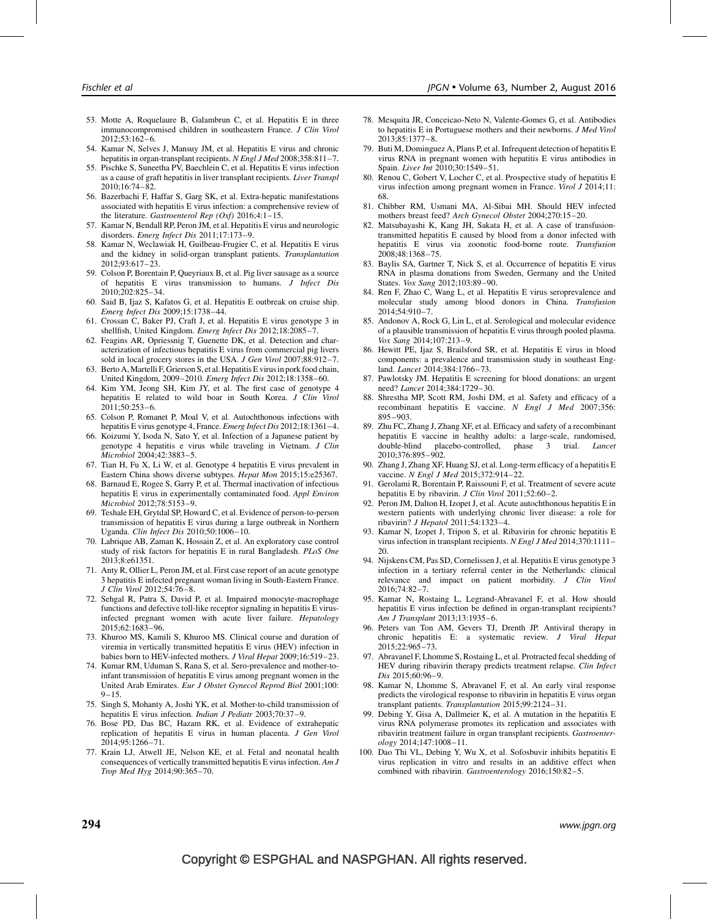53. Motte A, Roquelaure B, Galambrun C, et al. Hepatitis E in three immunocompromised children in southeastern France. *J Clin Virol* 2012;53:162–6.
54. Kamar N, Selves J, Mansuy JM, et al. Hepatitis E virus and chronic hepatitis in organ-transplant recipients. *N Engl J Med* 2008;358:811–7.
55. Pischke S, Suneetha PV, Baechlein C, et al. Hepatitis E virus infection as a cause of graft hepatitis in liver transplant recipients. *Liver Transpl* 2010;16:74–82.
56. Bazerbachi F, Haffar S, Garg SK, et al. Extra-hepatic manifestations associated with hepatitis E virus infection: a comprehensive review of the literature. *Gastroenterol Rep (Oxf)* 2016;4:1–15.
57. Kamar N, Bendall RP, Peron JM, et al. Hepatitis E virus and neurologic disorders. *Emerg Infect Dis* 2011;17:173–9.
58. Kamar N, Weclawiak H, Guilbeau-Frugier C, et al. Hepatitis E virus and the kidney in solid-organ transplant patients. *Transplantation* 2012;93:617–23.
59. Colson P, Borentain P, Queyriaux B, et al. Pig liver sausage as a source of hepatitis E virus transmission to humans. *J Infect Dis* 2010;202:825–34.
60. Said B, Ijaz S, Kafatos G, et al. Hepatitis E outbreak on cruise ship. *Emerg Infect Dis* 2009;15:1738–44.
61. Crossan C, Baker PJ, Craft J, et al. Hepatitis E virus genotype 3 in shellfish, United Kingdom. *Emerg Infect Dis* 2012;18:2085–7.
62. Feagins AR, Opriessnig T, Guenette DK, et al. Detection and characterization of infectious hepatitis E virus from commercial pig livers sold in local grocery stores in the USA. *J Gen Virol* 2007;88:912–7.
63. Berto A, Martelli F, Grierson S, et al. Hepatitis E virus in pork food chain, United Kingdom, 2009–2010. *Emerg Infect Dis* 2012;18:1358–60.
64. Kim YM, Jeong SH, Kim JY, et al. The first case of genotype 4 hepatitis E related to wild boar in South Korea. *J Clin Virol* 2011;50:253–6.
65. Colson P, Romanet P, Moal V, et al. Autochthonous infections with hepatitis E virus genotype 4, France. *Emerg Infect Dis* 2012;18:1361–4.
66. Koizumi Y, Isoda N, Sato Y, et al. Infection of a Japanese patient by genotype 4 hepatitis e virus while traveling in Vietnam. *J Clin Microbiol* 2004;42:3883–5.
67. Tian H, Fu X, Li W, et al. Genotype 4 hepatitis E virus prevalent in Eastern China shows diverse subtypes. *Hepat Mon* 2015;15:e25367.
68. Barnaud E, Rogee S, Garry P, et al. Thermal inactivation of infectious hepatitis E virus in experimentally contaminated food. *Appl Environ Microbiol* 2012;78:5153–9.
69. Teshale EH, Grytdal SP, Howard C, et al. Evidence of person-to-person transmission of hepatitis E virus during a large outbreak in Northern Uganda. *Clin Infect Dis* 2010;50:1006–10.
70. Labrique AB, Zaman K, Hossain Z, et al. An exploratory case control study of risk factors for hepatitis E in rural Bangladesh. *PLoS One* 2013;8:e61351.
71. Anty R, Ollier L, Peron JM, et al. First case report of an acute genotype 3 hepatitis E infected pregnant woman living in South-Eastern France. *J Clin Virol* 2012;54:76–8.
72. Sehgal R, Patra S, David P, et al. Impaired monocyte-macrophage functions and defective toll-like receptor signaling in hepatitis E virus-infected pregnant women with acute liver failure. *Hepatology* 2015;62:1683–96.
73. Khuroo MS, Kamili S, Khuroo MS. Clinical course and duration of viremia in vertically transmitted hepatitis E virus (HEV) infection in babies born to HEV-infected mothers. *J Viral Hepat* 2009;16:519–23.
74. Kumar RM, Uduman S, Rana S, et al. Sero-prevalence and mother-to-infant transmission of hepatitis E virus among pregnant women in the United Arab Emirates. *Eur J Obstet Gynecol Reprod Biol* 2001;100:9–15.
75. Singh S, Mohanty A, Joshi YK, et al. Mother-to-child transmission of hepatitis E virus infection. *Indian J Pediatr* 2003;70:37–9.
76. Bose PD, Das BC, Hazam RK, et al. Evidence of extrahepatic replication of hepatitis E virus in human placenta. *J Gen Virol* 2014;95:1266–71.
77. Krain LJ, Atwell JE, Nelson KE, et al. Fetal and neonatal health consequences of vertically transmitted hepatitis E virus infection. *Am J Trop Med Hyg* 2014;90:365–70.
78. Mesquita JR, Conceicao-Neto N, Valente-Gomes G, et al. Antibodies to hepatitis E in Portuguese mothers and their newborns. *J Med Virol* 2013;85:1377–8.
79. Buti M, Dominguez A, Plans P, et al. Infrequent detection of hepatitis E virus RNA in pregnant women with hepatitis E virus antibodies in Spain. *Liver Int* 2010;30:1549–51.
80. Renou C, Gobert V, Locher C, et al. Prospective study of hepatitis E virus infection among pregnant women in France. *Virol J* 2014;11:68.
81. Chibber RM, Usmani MA, Al-Sibai MH. Should HEV infected mothers breast feed? *Arch Gynecol Obstet* 2004;270:15–20.
82. Matsubayashi K, Kang JH, Sakata H, et al. A case of transfusion-transmitted hepatitis E caused by blood from a donor infected with hepatitis E virus via zoonotic food-borne route. *Transfusion* 2008;48:1368–75.
83. Baylis SA, Gartner T, Nick S, et al. Occurrence of hepatitis E virus RNA in plasma donations from Sweden, Germany and the United States. *Vox Sang* 2012;103:89–90.
84. Ren F, Zhao C, Wang L, et al. Hepatitis E virus seroprevalence and molecular study among blood donors in China. *Transfusion* 2014;54:910–7.
85. Andonov A, Rock G, Lin L, et al. Serological and molecular evidence of a plausible transmission of hepatitis E virus through pooled plasma. *Vox Sang* 2014;107:213–9.
86. Hewitt PE, Ijaz S, Brailsford SR, et al. Hepatitis E virus in blood components: a prevalence and transmission study in southeast England. *Lancet* 2014;384:1766–73.
87. Pawlotsky JM. Hepatitis E screening for blood donations: an urgent need? *Lancet* 2014;384:1729–30.
88. Shrestha MP, Scott RM, Joshi DM, et al. Safety and efficacy of a recombinant hepatitis E vaccine. *N Engl J Med* 2007;356:895–903.
89. Zhu FC, Zhang J, Zhang XF, et al. Efficacy and safety of a recombinant hepatitis E vaccine in healthy adults: a large-scale, randomised, double-blind placebo-controlled, phase 3 trial. *Lancet* 2010;376:895–902.
90. Zhang J, Zhang XF, Huang SJ, et al. Long-term efficacy of a hepatitis E vaccine. *N Engl J Med* 2015;372:914–22.
91. Gerolami R, Borentain P, Raissouni F, et al. Treatment of severe acute hepatitis E by ribavirin. *J Clin Virol* 2011;52:60–2.
92. Peron JM, Dalton H, Izopet J, et al. Acute autochthonous hepatitis E in western patients with underlying chronic liver disease: a role for ribavirin? *J Hepatol* 2011;54:1323–4.
93. Kamar N, Izopet J, Tripon S, et al. Ribavirin for chronic hepatitis E virus infection in transplant recipients. *N Engl J Med* 2014;370:1111–20.
94. Nijskens CM, Pas SD, Cornelissen J, et al. Hepatitis E virus genotype 3 infection in a tertiary referral center in the Netherlands: clinical relevance and impact on patient morbidity. *J Clin Virol* 2016;74:82–7.
95. Kamar N, Rostaing L, Legrand-Abravanel F, et al. How should hepatitis E virus infection be defined in organ-transplant recipients? *Am J Transplant* 2013;13:1935–6.
96. Peters van Ton AM, Gevers TJ, Drenth JP. Antiviral therapy in chronic hepatitis E: a systematic review. *J Viral Hepat* 2015;22:965–73.
97. Abravanel F, Lhomme S, Rostaing L, et al. Protracted fecal shedding of HEV during ribavirin therapy predicts treatment relapse. *Clin Infect Dis* 2015;60:96–9.
98. Kamar N, Lhomme S, Abravanel F, et al. An early viral response predicts the virological response to ribavirin in hepatitis E virus organ transplant patients. *Transplantation* 2015;99:2124–31.
99. Debing Y, Gisa A, Dallmeier K, et al. A mutation in the hepatitis E virus RNA polymerase promotes its replication and associates with ribavirin treatment failure in organ transplant recipients. *Gastroenterology* 2014;147:1008–11.
100. Dao Thi VL, Debing Y, Wu X, et al. Sofosbuvir inhibits hepatitis E virus replication in vitro and results in an additive effect when combined with ribavirin. *Gastroenterology* 2016;150:82–5.

Copyright © ESPGHAL and NASPGHAN. All rights reserved.